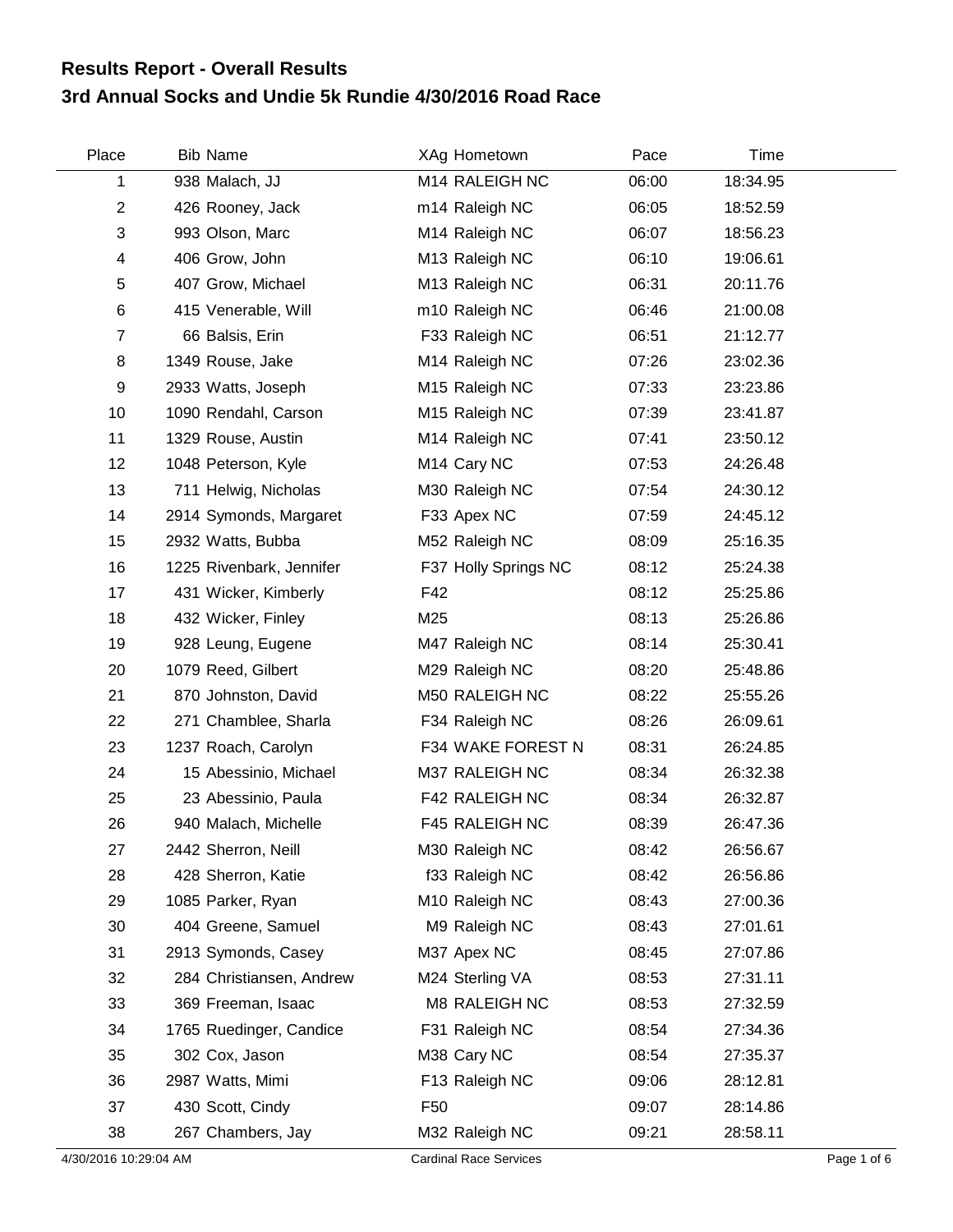# Results Report - Overall Results
## 3rd Annual Socks and Undie 5k Rundie 4/30/2016 Road Race

| Place | Bib | Name | XAg | Hometown | Pace | Time |
|---|---|---|---|---|---|---|
| 1 | 938 | Malach, JJ | M14 | RALEIGH NC | 06:00 | 18:34.95 |
| 2 | 426 | Rooney, Jack | m14 | Raleigh NC | 06:05 | 18:52.59 |
| 3 | 993 | Olson, Marc | M14 | Raleigh NC | 06:07 | 18:56.23 |
| 4 | 406 | Grow, John | M13 | Raleigh NC | 06:10 | 19:06.61 |
| 5 | 407 | Grow, Michael | M13 | Raleigh NC | 06:31 | 20:11.76 |
| 6 | 415 | Venerable, Will | m10 | Raleigh NC | 06:46 | 21:00.08 |
| 7 | 66 | Balsis, Erin | F33 | Raleigh NC | 06:51 | 21:12.77 |
| 8 | 1349 | Rouse, Jake | M14 | Raleigh NC | 07:26 | 23:02.36 |
| 9 | 2933 | Watts, Joseph | M15 | Raleigh NC | 07:33 | 23:23.86 |
| 10 | 1090 | Rendahl, Carson | M15 | Raleigh NC | 07:39 | 23:41.87 |
| 11 | 1329 | Rouse, Austin | M14 | Raleigh NC | 07:41 | 23:50.12 |
| 12 | 1048 | Peterson, Kyle | M14 | Cary NC | 07:53 | 24:26.48 |
| 13 | 711 | Helwig, Nicholas | M30 | Raleigh NC | 07:54 | 24:30.12 |
| 14 | 2914 | Symonds, Margaret | F33 | Apex NC | 07:59 | 24:45.12 |
| 15 | 2932 | Watts, Bubba | M52 | Raleigh NC | 08:09 | 25:16.35 |
| 16 | 1225 | Rivenbark, Jennifer | F37 | Holly Springs NC | 08:12 | 25:24.38 |
| 17 | 431 | Wicker, Kimberly | F42 | | 08:12 | 25:25.86 |
| 18 | 432 | Wicker, Finley | M25 | | 08:13 | 25:26.86 |
| 19 | 928 | Leung, Eugene | M47 | Raleigh NC | 08:14 | 25:30.41 |
| 20 | 1079 | Reed, Gilbert | M29 | Raleigh NC | 08:20 | 25:48.86 |
| 21 | 870 | Johnston, David | M50 | RALEIGH NC | 08:22 | 25:55.26 |
| 22 | 271 | Chamblee, Sharla | F34 | Raleigh NC | 08:26 | 26:09.61 |
| 23 | 1237 | Roach, Carolyn | F34 | WAKE FOREST N | 08:31 | 26:24.85 |
| 24 | 15 | Abessinio, Michael | M37 | RALEIGH NC | 08:34 | 26:32.38 |
| 25 | 23 | Abessinio, Paula | F42 | RALEIGH NC | 08:34 | 26:32.87 |
| 26 | 940 | Malach, Michelle | F45 | RALEIGH NC | 08:39 | 26:47.36 |
| 27 | 2442 | Sherron, Neill | M30 | Raleigh NC | 08:42 | 26:56.67 |
| 28 | 428 | Sherron, Katie | f33 | Raleigh NC | 08:42 | 26:56.86 |
| 29 | 1085 | Parker, Ryan | M10 | Raleigh NC | 08:43 | 27:00.36 |
| 30 | 404 | Greene, Samuel | M9 | Raleigh NC | 08:43 | 27:01.61 |
| 31 | 2913 | Symonds, Casey | M37 | Apex NC | 08:45 | 27:07.86 |
| 32 | 284 | Christiansen, Andrew | M24 | Sterling VA | 08:53 | 27:31.11 |
| 33 | 369 | Freeman, Isaac | M8 | RALEIGH NC | 08:53 | 27:32.59 |
| 34 | 1765 | Ruedinger, Candice | F31 | Raleigh NC | 08:54 | 27:34.36 |
| 35 | 302 | Cox, Jason | M38 | Cary NC | 08:54 | 27:35.37 |
| 36 | 2987 | Watts, Mimi | F13 | Raleigh NC | 09:06 | 28:12.81 |
| 37 | 430 | Scott, Cindy | F50 | | 09:07 | 28:14.86 |
| 38 | 267 | Chambers, Jay | M32 | Raleigh NC | 09:21 | 28:58.11 |

4/30/2016 10:29:04 AM — Cardinal Race Services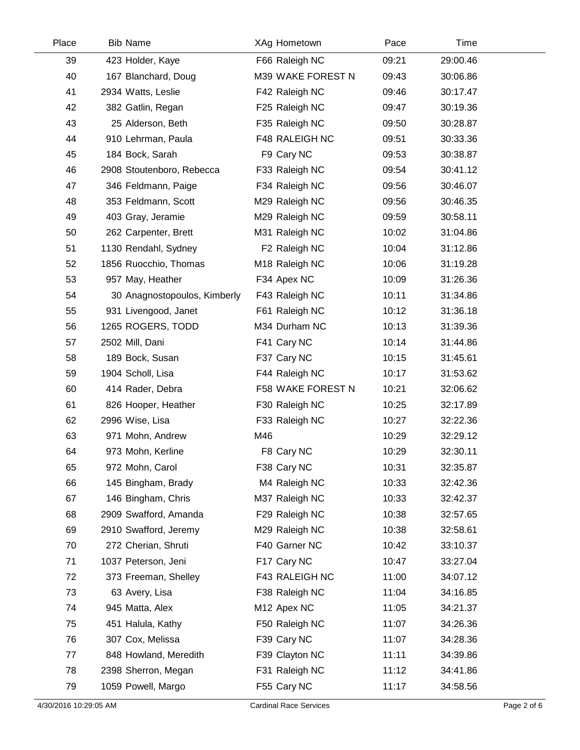| Place | Bib | Name | XAg | Hometown | Pace | Time |
|---|---|---|---|---|---|---|
| 39 | 423 | Holder, Kaye | F66 | Raleigh NC | 09:21 | 29:00.46 |
| 40 | 167 | Blanchard, Doug | M39 | WAKE FOREST N | 09:43 | 30:06.86 |
| 41 | 2934 | Watts, Leslie | F42 | Raleigh NC | 09:46 | 30:17.47 |
| 42 | 382 | Gatlin, Regan | F25 | Raleigh NC | 09:47 | 30:19.36 |
| 43 | 25 | Alderson, Beth | F35 | Raleigh NC | 09:50 | 30:28.87 |
| 44 | 910 | Lehrman, Paula | F48 | RALEIGH NC | 09:51 | 30:33.36 |
| 45 | 184 | Bock, Sarah | F9 | Cary NC | 09:53 | 30:38.87 |
| 46 | 2908 | Stoutenboro, Rebecca | F33 | Raleigh NC | 09:54 | 30:41.12 |
| 47 | 346 | Feldmann, Paige | F34 | Raleigh NC | 09:56 | 30:46.07 |
| 48 | 353 | Feldmann, Scott | M29 | Raleigh NC | 09:56 | 30:46.35 |
| 49 | 403 | Gray, Jeramie | M29 | Raleigh NC | 09:59 | 30:58.11 |
| 50 | 262 | Carpenter, Brett | M31 | Raleigh NC | 10:02 | 31:04.86 |
| 51 | 1130 | Rendahl, Sydney | F2 | Raleigh NC | 10:04 | 31:12.86 |
| 52 | 1856 | Ruocchio, Thomas | M18 | Raleigh NC | 10:06 | 31:19.28 |
| 53 | 957 | May, Heather | F34 | Apex NC | 10:09 | 31:26.36 |
| 54 | 30 | Anagnostopoulos, Kimberly | F43 | Raleigh NC | 10:11 | 31:34.86 |
| 55 | 931 | Livengood, Janet | F61 | Raleigh NC | 10:12 | 31:36.18 |
| 56 | 1265 | ROGERS, TODD | M34 | Durham NC | 10:13 | 31:39.36 |
| 57 | 2502 | Mill, Dani | F41 | Cary NC | 10:14 | 31:44.86 |
| 58 | 189 | Bock, Susan | F37 | Cary NC | 10:15 | 31:45.61 |
| 59 | 1904 | Scholl, Lisa | F44 | Raleigh NC | 10:17 | 31:53.62 |
| 60 | 414 | Rader, Debra | F58 | WAKE FOREST N | 10:21 | 32:06.62 |
| 61 | 826 | Hooper, Heather | F30 | Raleigh NC | 10:25 | 32:17.89 |
| 62 | 2996 | Wise, Lisa | F33 | Raleigh NC | 10:27 | 32:22.36 |
| 63 | 971 | Mohn, Andrew | M46 | | 10:29 | 32:29.12 |
| 64 | 973 | Mohn, Kerline | F8 | Cary NC | 10:29 | 32:30.11 |
| 65 | 972 | Mohn, Carol | F38 | Cary NC | 10:31 | 32:35.87 |
| 66 | 145 | Bingham, Brady | M4 | Raleigh NC | 10:33 | 32:42.36 |
| 67 | 146 | Bingham, Chris | M37 | Raleigh NC | 10:33 | 32:42.37 |
| 68 | 2909 | Swafford, Amanda | F29 | Raleigh NC | 10:38 | 32:57.65 |
| 69 | 2910 | Swafford, Jeremy | M29 | Raleigh NC | 10:38 | 32:58.61 |
| 70 | 272 | Cherian, Shruti | F40 | Garner NC | 10:42 | 33:10.37 |
| 71 | 1037 | Peterson, Jeni | F17 | Cary NC | 10:47 | 33:27.04 |
| 72 | 373 | Freeman, Shelley | F43 | RALEIGH NC | 11:00 | 34:07.12 |
| 73 | 63 | Avery, Lisa | F38 | Raleigh NC | 11:04 | 34:16.85 |
| 74 | 945 | Matta, Alex | M12 | Apex NC | 11:05 | 34:21.37 |
| 75 | 451 | Halula, Kathy | F50 | Raleigh NC | 11:07 | 34:26.36 |
| 76 | 307 | Cox, Melissa | F39 | Cary NC | 11:07 | 34:28.36 |
| 77 | 848 | Howland, Meredith | F39 | Clayton NC | 11:11 | 34:39.86 |
| 78 | 2398 | Sherron, Megan | F31 | Raleigh NC | 11:12 | 34:41.86 |
| 79 | 1059 | Powell, Margo | F55 | Cary NC | 11:17 | 34:58.56 |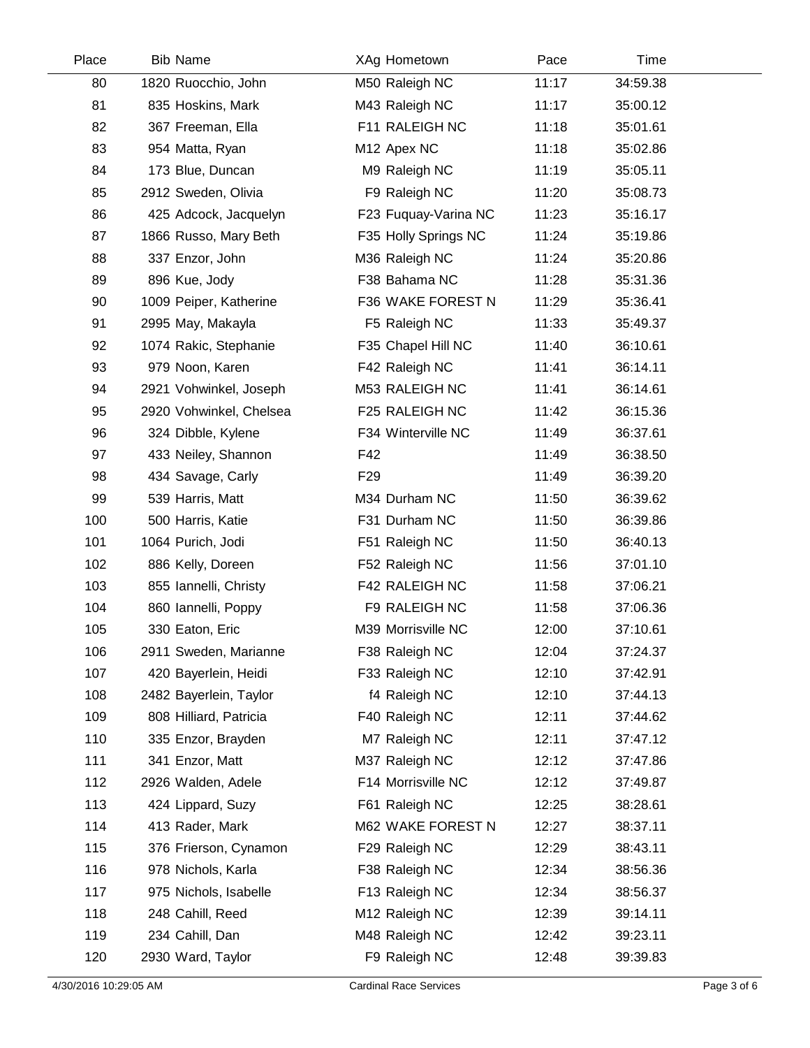| Place | Bib | Name | XAg | Hometown | Pace | Time |
|---|---|---|---|---|---|---|
| 80 | 1820 | Ruocchio, John | M50 | Raleigh NC | 11:17 | 34:59.38 |
| 81 | 835 | Hoskins, Mark | M43 | Raleigh NC | 11:17 | 35:00.12 |
| 82 | 367 | Freeman, Ella | F11 | RALEIGH NC | 11:18 | 35:01.61 |
| 83 | 954 | Matta, Ryan | M12 | Apex NC | 11:18 | 35:02.86 |
| 84 | 173 | Blue, Duncan | M9 | Raleigh NC | 11:19 | 35:05.11 |
| 85 | 2912 | Sweden, Olivia | F9 | Raleigh NC | 11:20 | 35:08.73 |
| 86 | 425 | Adcock, Jacquelyn | F23 | Fuquay-Varina NC | 11:23 | 35:16.17 |
| 87 | 1866 | Russo, Mary Beth | F35 | Holly Springs NC | 11:24 | 35:19.86 |
| 88 | 337 | Enzor, John | M36 | Raleigh NC | 11:24 | 35:20.86 |
| 89 | 896 | Kue, Jody | F38 | Bahama NC | 11:28 | 35:31.36 |
| 90 | 1009 | Peiper, Katherine | F36 | WAKE FOREST N | 11:29 | 35:36.41 |
| 91 | 2995 | May, Makayla | F5 | Raleigh NC | 11:33 | 35:49.37 |
| 92 | 1074 | Rakic, Stephanie | F35 | Chapel Hill NC | 11:40 | 36:10.61 |
| 93 | 979 | Noon, Karen | F42 | Raleigh NC | 11:41 | 36:14.11 |
| 94 | 2921 | Vohwinkel, Joseph | M53 | RALEIGH NC | 11:41 | 36:14.61 |
| 95 | 2920 | Vohwinkel, Chelsea | F25 | RALEIGH NC | 11:42 | 36:15.36 |
| 96 | 324 | Dibble, Kylene | F34 | Winterville NC | 11:49 | 36:37.61 |
| 97 | 433 | Neiley, Shannon | F42 | | 11:49 | 36:38.50 |
| 98 | 434 | Savage, Carly | F29 | | 11:49 | 36:39.20 |
| 99 | 539 | Harris, Matt | M34 | Durham NC | 11:50 | 36:39.62 |
| 100 | 500 | Harris, Katie | F31 | Durham NC | 11:50 | 36:39.86 |
| 101 | 1064 | Purich, Jodi | F51 | Raleigh NC | 11:50 | 36:40.13 |
| 102 | 886 | Kelly, Doreen | F52 | Raleigh NC | 11:56 | 37:01.10 |
| 103 | 855 | Iannelli, Christy | F42 | RALEIGH NC | 11:58 | 37:06.21 |
| 104 | 860 | Iannelli, Poppy | F9 | RALEIGH NC | 11:58 | 37:06.36 |
| 105 | 330 | Eaton, Eric | M39 | Morrisville NC | 12:00 | 37:10.61 |
| 106 | 2911 | Sweden, Marianne | F38 | Raleigh NC | 12:04 | 37:24.37 |
| 107 | 420 | Bayerlein, Heidi | F33 | Raleigh NC | 12:10 | 37:42.91 |
| 108 | 2482 | Bayerlein, Taylor | f4 | Raleigh NC | 12:10 | 37:44.13 |
| 109 | 808 | Hilliard, Patricia | F40 | Raleigh NC | 12:11 | 37:44.62 |
| 110 | 335 | Enzor, Brayden | M7 | Raleigh NC | 12:11 | 37:47.12 |
| 111 | 341 | Enzor, Matt | M37 | Raleigh NC | 12:12 | 37:47.86 |
| 112 | 2926 | Walden, Adele | F14 | Morrisville NC | 12:12 | 37:49.87 |
| 113 | 424 | Lippard, Suzy | F61 | Raleigh NC | 12:25 | 38:28.61 |
| 114 | 413 | Rader, Mark | M62 | WAKE FOREST N | 12:27 | 38:37.11 |
| 115 | 376 | Frierson, Cynamon | F29 | Raleigh NC | 12:29 | 38:43.11 |
| 116 | 978 | Nichols, Karla | F38 | Raleigh NC | 12:34 | 38:56.36 |
| 117 | 975 | Nichols, Isabelle | F13 | Raleigh NC | 12:34 | 38:56.37 |
| 118 | 248 | Cahill, Reed | M12 | Raleigh NC | 12:39 | 39:14.11 |
| 119 | 234 | Cahill, Dan | M48 | Raleigh NC | 12:42 | 39:23.11 |
| 120 | 2930 | Ward, Taylor | F9 | Raleigh NC | 12:48 | 39:39.83 |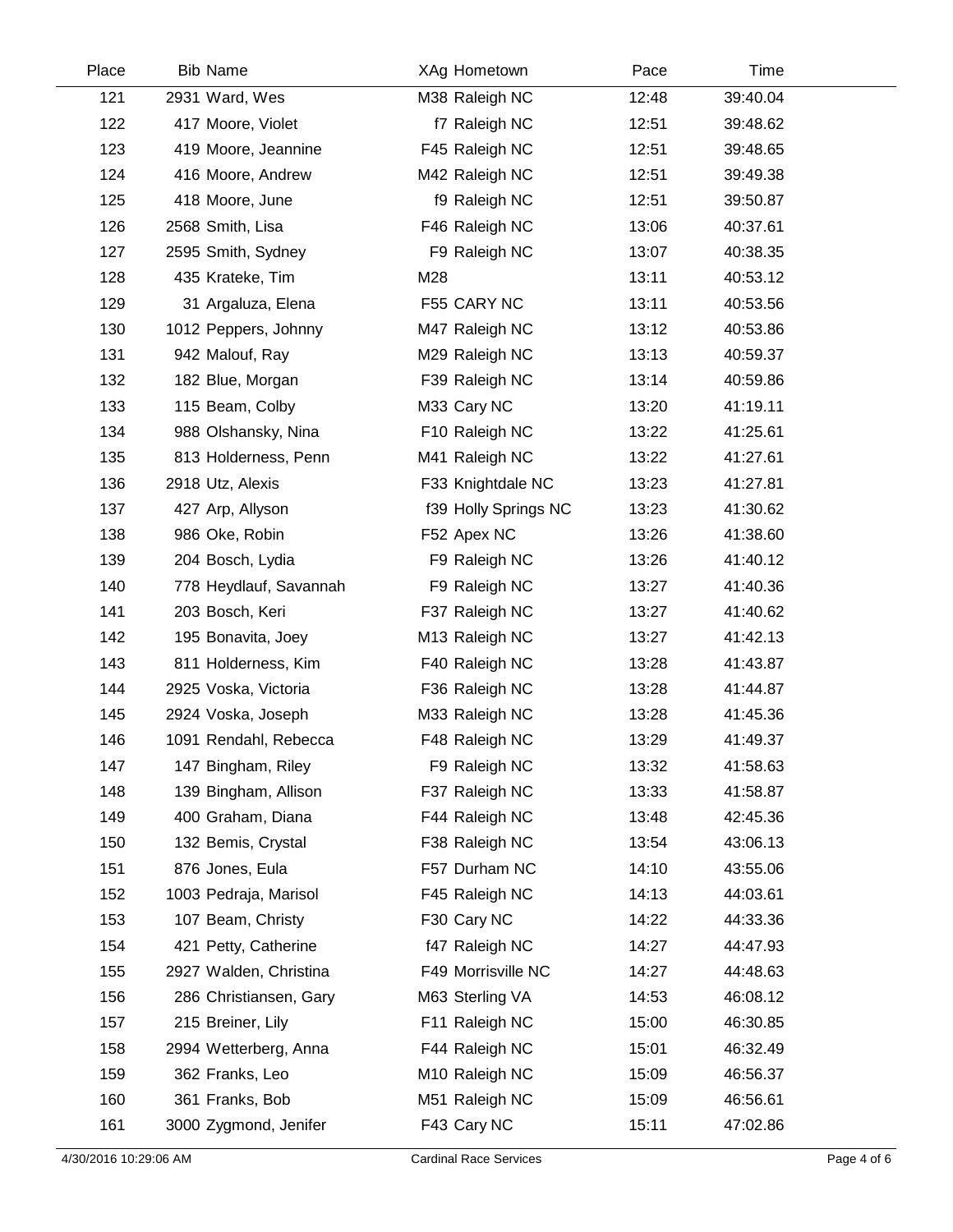| Place | Bib | Name | XAg | Hometown | Pace | Time |
|---|---|---|---|---|---|---|
| 121 | 2931 | Ward, Wes | M38 | Raleigh NC | 12:48 | 39:40.04 |
| 122 | 417 | Moore, Violet | f7 | Raleigh NC | 12:51 | 39:48.62 |
| 123 | 419 | Moore, Jeannine | F45 | Raleigh NC | 12:51 | 39:48.65 |
| 124 | 416 | Moore, Andrew | M42 | Raleigh NC | 12:51 | 39:49.38 |
| 125 | 418 | Moore, June | f9 | Raleigh NC | 12:51 | 39:50.87 |
| 126 | 2568 | Smith, Lisa | F46 | Raleigh NC | 13:06 | 40:37.61 |
| 127 | 2595 | Smith, Sydney | F9 | Raleigh NC | 13:07 | 40:38.35 |
| 128 | 435 | Krateke, Tim | M28 | | 13:11 | 40:53.12 |
| 129 | 31 | Argaluza, Elena | F55 | CARY NC | 13:11 | 40:53.56 |
| 130 | 1012 | Peppers, Johnny | M47 | Raleigh NC | 13:12 | 40:53.86 |
| 131 | 942 | Malouf, Ray | M29 | Raleigh NC | 13:13 | 40:59.37 |
| 132 | 182 | Blue, Morgan | F39 | Raleigh NC | 13:14 | 40:59.86 |
| 133 | 115 | Beam, Colby | M33 | Cary NC | 13:20 | 41:19.11 |
| 134 | 988 | Olshansky, Nina | F10 | Raleigh NC | 13:22 | 41:25.61 |
| 135 | 813 | Holderness, Penn | M41 | Raleigh NC | 13:22 | 41:27.61 |
| 136 | 2918 | Utz, Alexis | F33 | Knightdale NC | 13:23 | 41:27.81 |
| 137 | 427 | Arp, Allyson | f39 | Holly Springs NC | 13:23 | 41:30.62 |
| 138 | 986 | Oke, Robin | F52 | Apex NC | 13:26 | 41:38.60 |
| 139 | 204 | Bosch, Lydia | F9 | Raleigh NC | 13:26 | 41:40.12 |
| 140 | 778 | Heydlauf, Savannah | F9 | Raleigh NC | 13:27 | 41:40.36 |
| 141 | 203 | Bosch, Keri | F37 | Raleigh NC | 13:27 | 41:40.62 |
| 142 | 195 | Bonavita, Joey | M13 | Raleigh NC | 13:27 | 41:42.13 |
| 143 | 811 | Holderness, Kim | F40 | Raleigh NC | 13:28 | 41:43.87 |
| 144 | 2925 | Voska, Victoria | F36 | Raleigh NC | 13:28 | 41:44.87 |
| 145 | 2924 | Voska, Joseph | M33 | Raleigh NC | 13:28 | 41:45.36 |
| 146 | 1091 | Rendahl, Rebecca | F48 | Raleigh NC | 13:29 | 41:49.37 |
| 147 | 147 | Bingham, Riley | F9 | Raleigh NC | 13:32 | 41:58.63 |
| 148 | 139 | Bingham, Allison | F37 | Raleigh NC | 13:33 | 41:58.87 |
| 149 | 400 | Graham, Diana | F44 | Raleigh NC | 13:48 | 42:45.36 |
| 150 | 132 | Bemis, Crystal | F38 | Raleigh NC | 13:54 | 43:06.13 |
| 151 | 876 | Jones, Eula | F57 | Durham NC | 14:10 | 43:55.06 |
| 152 | 1003 | Pedraja, Marisol | F45 | Raleigh NC | 14:13 | 44:03.61 |
| 153 | 107 | Beam, Christy | F30 | Cary NC | 14:22 | 44:33.36 |
| 154 | 421 | Petty, Catherine | f47 | Raleigh NC | 14:27 | 44:47.93 |
| 155 | 2927 | Walden, Christina | F49 | Morrisville NC | 14:27 | 44:48.63 |
| 156 | 286 | Christiansen, Gary | M63 | Sterling VA | 14:53 | 46:08.12 |
| 157 | 215 | Breiner, Lily | F11 | Raleigh NC | 15:00 | 46:30.85 |
| 158 | 2994 | Wetterberg, Anna | F44 | Raleigh NC | 15:01 | 46:32.49 |
| 159 | 362 | Franks, Leo | M10 | Raleigh NC | 15:09 | 46:56.37 |
| 160 | 361 | Franks, Bob | M51 | Raleigh NC | 15:09 | 46:56.61 |
| 161 | 3000 | Zygmond, Jenifer | F43 | Cary NC | 15:11 | 47:02.86 |

4/30/2016 10:29:06 AM Cardinal Race Services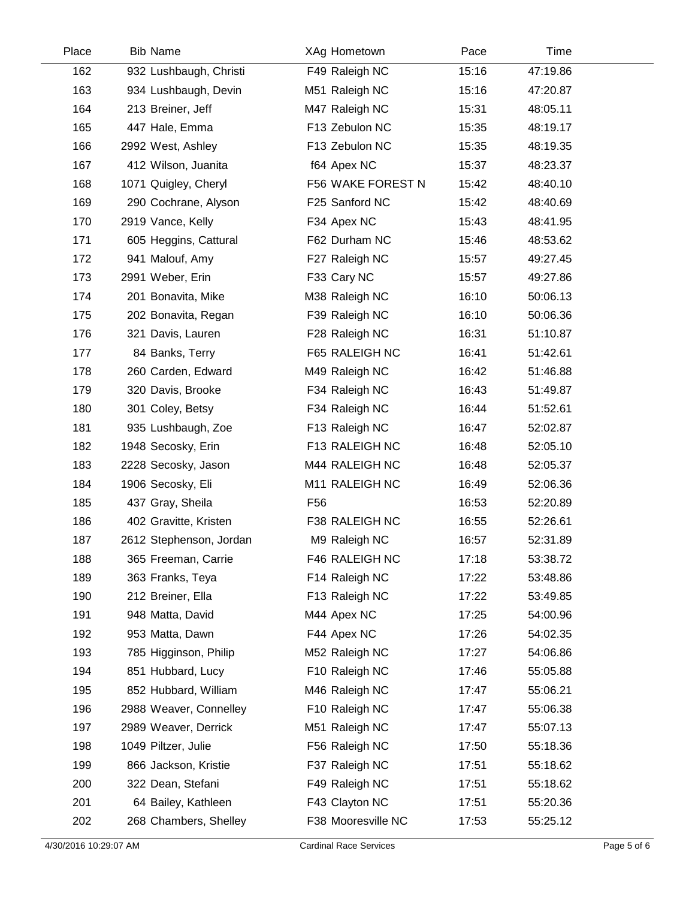| Place | Bib | Name | XAg | Hometown | Pace | Time |
|---|---|---|---|---|---|---|
| 162 | 932 | Lushbaugh, Christi | F49 | Raleigh NC | 15:16 | 47:19.86 |
| 163 | 934 | Lushbaugh, Devin | M51 | Raleigh NC | 15:16 | 47:20.87 |
| 164 | 213 | Breiner, Jeff | M47 | Raleigh NC | 15:31 | 48:05.11 |
| 165 | 447 | Hale, Emma | F13 | Zebulon NC | 15:35 | 48:19.17 |
| 166 | 2992 | West, Ashley | F13 | Zebulon NC | 15:35 | 48:19.35 |
| 167 | 412 | Wilson, Juanita | f64 | Apex NC | 15:37 | 48:23.37 |
| 168 | 1071 | Quigley, Cheryl | F56 | WAKE FOREST N | 15:42 | 48:40.10 |
| 169 | 290 | Cochrane, Alyson | F25 | Sanford NC | 15:42 | 48:40.69 |
| 170 | 2919 | Vance, Kelly | F34 | Apex NC | 15:43 | 48:41.95 |
| 171 | 605 | Heggins, Cattural | F62 | Durham NC | 15:46 | 48:53.62 |
| 172 | 941 | Malouf, Amy | F27 | Raleigh NC | 15:57 | 49:27.45 |
| 173 | 2991 | Weber, Erin | F33 | Cary NC | 15:57 | 49:27.86 |
| 174 | 201 | Bonavita, Mike | M38 | Raleigh NC | 16:10 | 50:06.13 |
| 175 | 202 | Bonavita, Regan | F39 | Raleigh NC | 16:10 | 50:06.36 |
| 176 | 321 | Davis, Lauren | F28 | Raleigh NC | 16:31 | 51:10.87 |
| 177 | 84 | Banks, Terry | F65 | RALEIGH NC | 16:41 | 51:42.61 |
| 178 | 260 | Carden, Edward | M49 | Raleigh NC | 16:42 | 51:46.88 |
| 179 | 320 | Davis, Brooke | F34 | Raleigh NC | 16:43 | 51:49.87 |
| 180 | 301 | Coley, Betsy | F34 | Raleigh NC | 16:44 | 51:52.61 |
| 181 | 935 | Lushbaugh, Zoe | F13 | Raleigh NC | 16:47 | 52:02.87 |
| 182 | 1948 | Secosky, Erin | F13 | RALEIGH NC | 16:48 | 52:05.10 |
| 183 | 2228 | Secosky, Jason | M44 | RALEIGH NC | 16:48 | 52:05.37 |
| 184 | 1906 | Secosky, Eli | M11 | RALEIGH NC | 16:49 | 52:06.36 |
| 185 | 437 | Gray, Sheila | F56 | | 16:53 | 52:20.89 |
| 186 | 402 | Gravitte, Kristen | F38 | RALEIGH NC | 16:55 | 52:26.61 |
| 187 | 2612 | Stephenson, Jordan | M9 | Raleigh NC | 16:57 | 52:31.89 |
| 188 | 365 | Freeman, Carrie | F46 | RALEIGH NC | 17:18 | 53:38.72 |
| 189 | 363 | Franks, Teya | F14 | Raleigh NC | 17:22 | 53:48.86 |
| 190 | 212 | Breiner, Ella | F13 | Raleigh NC | 17:22 | 53:49.85 |
| 191 | 948 | Matta, David | M44 | Apex NC | 17:25 | 54:00.96 |
| 192 | 953 | Matta, Dawn | F44 | Apex NC | 17:26 | 54:02.35 |
| 193 | 785 | Higginson, Philip | M52 | Raleigh NC | 17:27 | 54:06.86 |
| 194 | 851 | Hubbard, Lucy | F10 | Raleigh NC | 17:46 | 55:05.88 |
| 195 | 852 | Hubbard, William | M46 | Raleigh NC | 17:47 | 55:06.21 |
| 196 | 2988 | Weaver, Connelley | F10 | Raleigh NC | 17:47 | 55:06.38 |
| 197 | 2989 | Weaver, Derrick | M51 | Raleigh NC | 17:47 | 55:07.13 |
| 198 | 1049 | Piltzer, Julie | F56 | Raleigh NC | 17:50 | 55:18.36 |
| 199 | 866 | Jackson, Kristie | F37 | Raleigh NC | 17:51 | 55:18.62 |
| 200 | 322 | Dean, Stefani | F49 | Raleigh NC | 17:51 | 55:18.62 |
| 201 | 64 | Bailey, Kathleen | F43 | Clayton NC | 17:51 | 55:20.36 |
| 202 | 268 | Chambers, Shelley | F38 | Mooresville NC | 17:53 | 55:25.12 |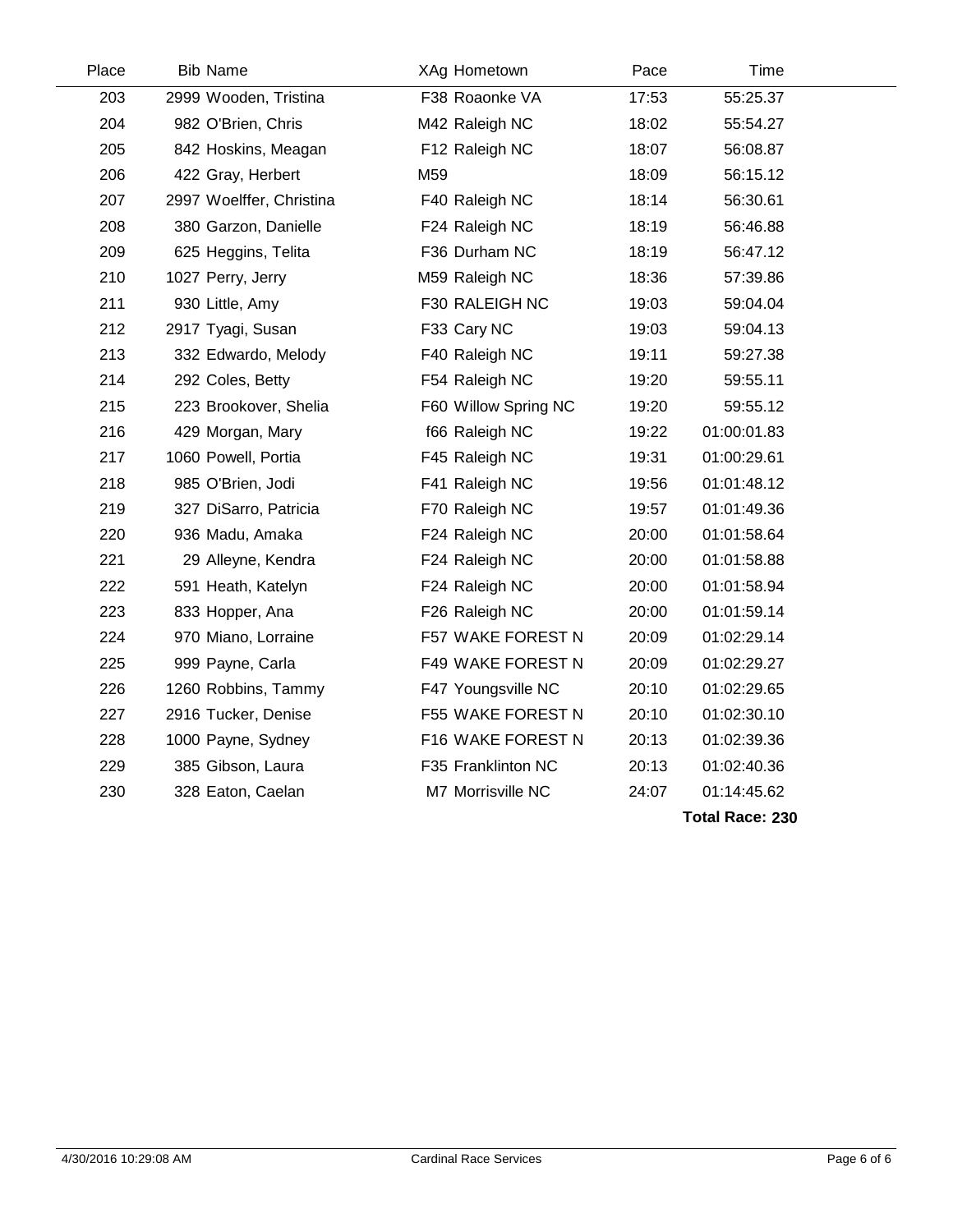| Place | Bib | Name | XAg | Hometown | Pace | Time |
|---|---|---|---|---|---|---|
| 203 | 2999 | Wooden, Tristina | F38 | Roaonke VA | 17:53 | 55:25.37 |
| 204 | 982 | O'Brien, Chris | M42 | Raleigh NC | 18:02 | 55:54.27 |
| 205 | 842 | Hoskins, Meagan | F12 | Raleigh NC | 18:07 | 56:08.87 |
| 206 | 422 | Gray, Herbert | M59 | | 18:09 | 56:15.12 |
| 207 | 2997 | Woelffer, Christina | F40 | Raleigh NC | 18:14 | 56:30.61 |
| 208 | 380 | Garzon, Danielle | F24 | Raleigh NC | 18:19 | 56:46.88 |
| 209 | 625 | Heggins, Telita | F36 | Durham NC | 18:19 | 56:47.12 |
| 210 | 1027 | Perry, Jerry | M59 | Raleigh NC | 18:36 | 57:39.86 |
| 211 | 930 | Little, Amy | F30 | RALEIGH NC | 19:03 | 59:04.04 |
| 212 | 2917 | Tyagi, Susan | F33 | Cary NC | 19:03 | 59:04.13 |
| 213 | 332 | Edwardo, Melody | F40 | Raleigh NC | 19:11 | 59:27.38 |
| 214 | 292 | Coles, Betty | F54 | Raleigh NC | 19:20 | 59:55.11 |
| 215 | 223 | Brookover, Shelia | F60 | Willow Spring NC | 19:20 | 59:55.12 |
| 216 | 429 | Morgan, Mary | f66 | Raleigh NC | 19:22 | 01:00:01.83 |
| 217 | 1060 | Powell, Portia | F45 | Raleigh NC | 19:31 | 01:00:29.61 |
| 218 | 985 | O'Brien, Jodi | F41 | Raleigh NC | 19:56 | 01:01:48.12 |
| 219 | 327 | DiSarro, Patricia | F70 | Raleigh NC | 19:57 | 01:01:49.36 |
| 220 | 936 | Madu, Amaka | F24 | Raleigh NC | 20:00 | 01:01:58.64 |
| 221 | 29 | Alleyne, Kendra | F24 | Raleigh NC | 20:00 | 01:01:58.88 |
| 222 | 591 | Heath, Katelyn | F24 | Raleigh NC | 20:00 | 01:01:58.94 |
| 223 | 833 | Hopper, Ana | F26 | Raleigh NC | 20:00 | 01:01:59.14 |
| 224 | 970 | Miano, Lorraine | F57 | WAKE FOREST N | 20:09 | 01:02:29.14 |
| 225 | 999 | Payne, Carla | F49 | WAKE FOREST N | 20:09 | 01:02:29.27 |
| 226 | 1260 | Robbins, Tammy | F47 | Youngsville NC | 20:10 | 01:02:29.65 |
| 227 | 2916 | Tucker, Denise | F55 | WAKE FOREST N | 20:10 | 01:02:30.10 |
| 228 | 1000 | Payne, Sydney | F16 | WAKE FOREST N | 20:13 | 01:02:39.36 |
| 229 | 385 | Gibson, Laura | F35 | Franklinton NC | 20:13 | 01:02:40.36 |
| 230 | 328 | Eaton, Caelan | M7 | Morrisville NC | 24:07 | 01:14:45.62 |

**Total Race: 230**

4/30/2016 10:29:08 AM Cardinal Race Services